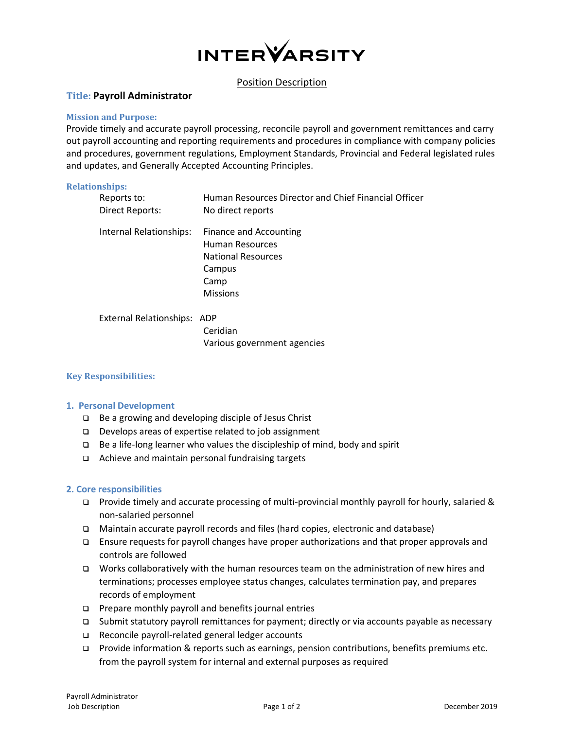# INTERVARSITY

Position Description

## Title: Payroll Administrator

### Mission and Purpose:

Provide timely and accurate payroll processing, reconcile payroll and government remittances and carry out payroll accounting and reporting requirements and procedures in compliance with company policies and procedures, government regulations, Employment Standards, Provincial and Federal legislated rules and updates, and Generally Accepted Accounting Principles.

### Relationships:

| | |
|---|---|
| Reports to: | Human Resources Director and Chief Financial Officer |
| Direct Reports: | No direct reports |
| Internal Relationships: | Finance and Accounting<br>Human Resources<br>National Resources<br>Campus<br>Camp<br>Missions |
| External Relationships: | ADP<br>Ceridian<br>Various government agencies |

### Key Responsibilities:

#### 1. Personal Development

- Be a growing and developing disciple of Jesus Christ
- Develops areas of expertise related to job assignment
- Be a life-long learner who values the discipleship of mind, body and spirit
- Achieve and maintain personal fundraising targets

#### 2. Core responsibilities

- Provide timely and accurate processing of multi-provincial monthly payroll for hourly, salaried & non-salaried personnel
- Maintain accurate payroll records and files (hard copies, electronic and database)
- Ensure requests for payroll changes have proper authorizations and that proper approvals and controls are followed
- Works collaboratively with the human resources team on the administration of new hires and terminations; processes employee status changes, calculates termination pay, and prepares records of employment
- Prepare monthly payroll and benefits journal entries
- Submit statutory payroll remittances for payment; directly or via accounts payable as necessary
- Reconcile payroll-related general ledger accounts
- Provide information & reports such as earnings, pension contributions, benefits premiums etc. from the payroll system for internal and external purposes as required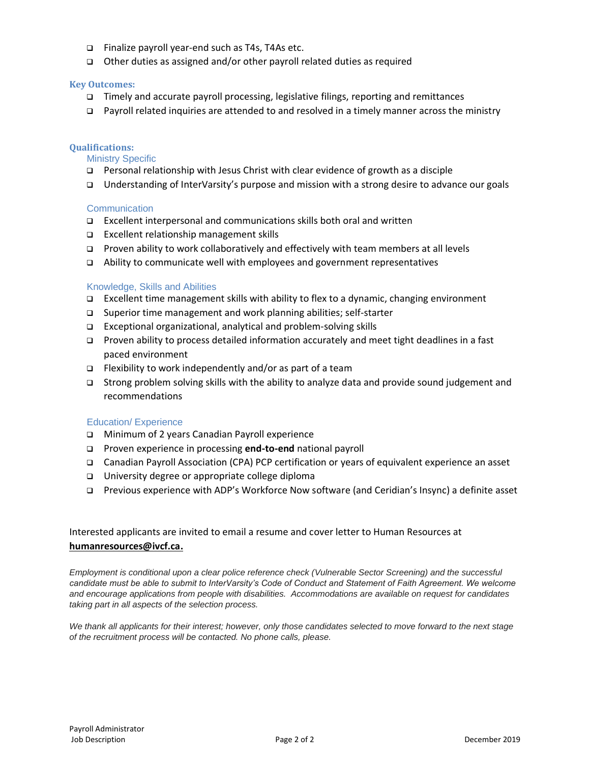- Finalize payroll year-end such as T4s, T4As etc.
- Other duties as assigned and/or other payroll related duties as required

**Key Outcomes:**

- Timely and accurate payroll processing, legislative filings, reporting and remittances
- Payroll related inquiries are attended to and resolved in a timely manner across the ministry

**Qualifications:**

### Ministry Specific

- Personal relationship with Jesus Christ with clear evidence of growth as a disciple
- Understanding of InterVarsity's purpose and mission with a strong desire to advance our goals

### Communication

- Excellent interpersonal and communications skills both oral and written
- Excellent relationship management skills
- Proven ability to work collaboratively and effectively with team members at all levels
- Ability to communicate well with employees and government representatives

### Knowledge, Skills and Abilities

- Excellent time management skills with ability to flex to a dynamic, changing environment
- Superior time management and work planning abilities; self-starter
- Exceptional organizational, analytical and problem-solving skills
- Proven ability to process detailed information accurately and meet tight deadlines in a fast paced environment
- Flexibility to work independently and/or as part of a team
- Strong problem solving skills with the ability to analyze data and provide sound judgement and recommendations

### Education/ Experience

- Minimum of 2 years Canadian Payroll experience
- Proven experience in processing **end-to-end** national payroll
- Canadian Payroll Association (CPA) PCP certification or years of equivalent experience an asset
- University degree or appropriate college diploma
- Previous experience with ADP's Workforce Now software (and Ceridian's Insync) a definite asset

Interested applicants are invited to email a resume and cover letter to Human Resources at **humanresources@ivcf.ca.**

*Employment is conditional upon a clear police reference check (Vulnerable Sector Screening) and the successful candidate must be able to submit to InterVarsity's Code of Conduct and Statement of Faith Agreement. We welcome and encourage applications from people with disabilities. Accommodations are available on request for candidates taking part in all aspects of the selection process.*

*We thank all applicants for their interest; however, only those candidates selected to move forward to the next stage of the recruitment process will be contacted. No phone calls, please.*